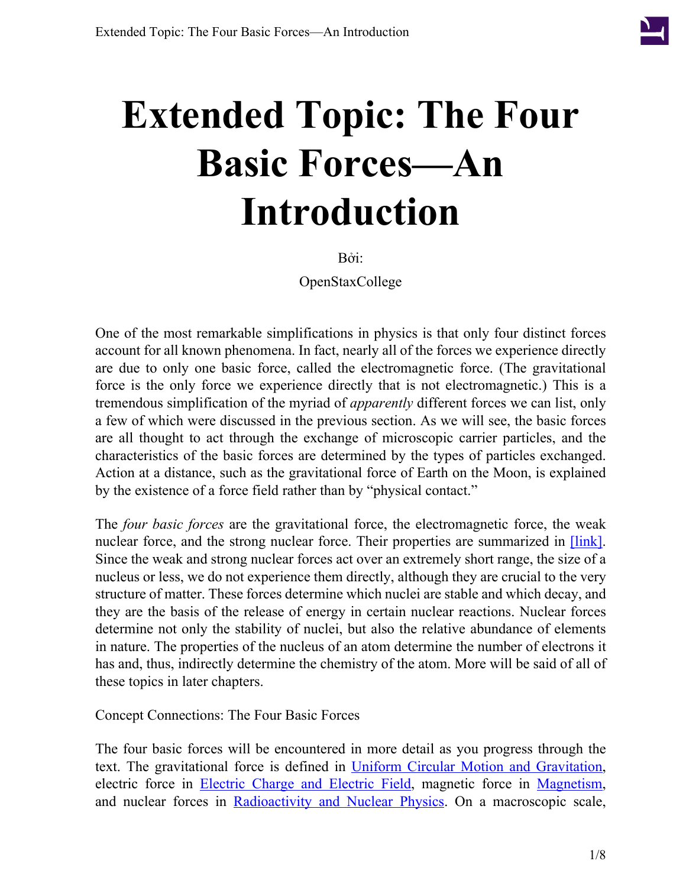# Extended Topic: The Four Basic Forces—An Introduction

Bởi:

OpenStaxCollege

One of the most remarkable simplifications in physics is that only four distinct forces account for all known phenomena. In fact, nearly all of the forces we experience directly are due to only one basic force, called the electromagnetic force. (The gravitational force is the only force we experience directly that is not electromagnetic.) This is a tremendous simplification of the myriad of *apparently* different forces we can list, only a few of which were discussed in the previous section. As we will see, the basic forces are all thought to act through the exchange of microscopic carrier particles, and the characteristics of the basic forces are determined by the types of particles exchanged. Action at a distance, such as the gravitational force of Earth on the Moon, is explained by the existence of a force field rather than by "physical contact."

The *four basic forces* are the gravitational force, the electromagnetic force, the weak nuclear force, and the strong nuclear force. Their properties are summarized in [link]. Since the weak and strong nuclear forces act over an extremely short range, the size of a nucleus or less, we do not experience them directly, although they are crucial to the very structure of matter. These forces determine which nuclei are stable and which decay, and they are the basis of the release of energy in certain nuclear reactions. Nuclear forces determine not only the stability of nuclei, but also the relative abundance of elements in nature. The properties of the nucleus of an atom determine the number of electrons it has and, thus, indirectly determine the chemistry of the atom. More will be said of all of these topics in later chapters.

Concept Connections: The Four Basic Forces

The four basic forces will be encountered in more detail as you progress through the text. The gravitational force is defined in Uniform Circular Motion and Gravitation, electric force in Electric Charge and Electric Field, magnetic force in Magnetism, and nuclear forces in Radioactivity and Nuclear Physics. On a macroscopic scale,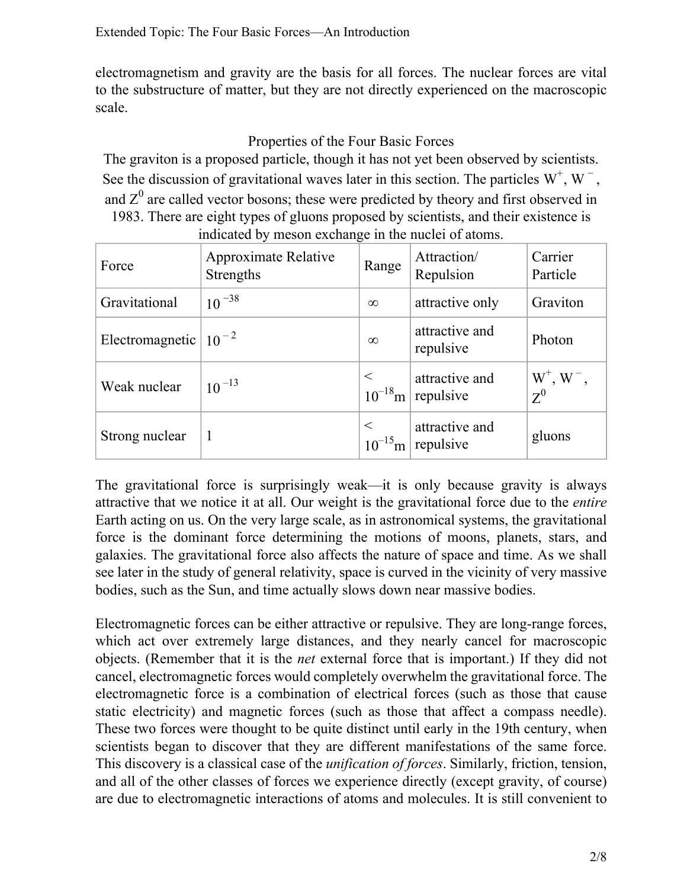electromagnetism and gravity are the basis for all forces. The nuclear forces are vital to the substructure of matter, but they are not directly experienced on the macroscopic scale.

Properties of the Four Basic Forces

The graviton is a proposed particle, though it has not yet been observed by scientists. See the discussion of gravitational waves later in this section. The particles $W^+$, $W^-$, and $Z^0$ are called vector bosons; these were predicted by theory and first observed in 1983. There are eight types of gluons proposed by scientists, and their existence is indicated by meson exchange in the nuclei of atoms.

| Force | Approximate Relative Strengths | Range | Attraction/ Repulsion | Carrier Particle |
|---|---|---|---|---|
| Gravitational | $10^{-38}$ | $\infty$ | attractive only | Graviton |
| Electromagnetic | $10^{-2}$ | $\infty$ | attractive and repulsive | Photon |
| Weak nuclear | $10^{-13}$ | $< 10^{-18}$m | attractive and repulsive | $W^+$, $W^-$, $Z^0$ |
| Strong nuclear | 1 | $< 10^{-15}$m | attractive and repulsive | gluons |

The gravitational force is surprisingly weak—it is only because gravity is always attractive that we notice it at all. Our weight is the gravitational force due to the *entire* Earth acting on us. On the very large scale, as in astronomical systems, the gravitational force is the dominant force determining the motions of moons, planets, stars, and galaxies. The gravitational force also affects the nature of space and time. As we shall see later in the study of general relativity, space is curved in the vicinity of very massive bodies, such as the Sun, and time actually slows down near massive bodies.

Electromagnetic forces can be either attractive or repulsive. They are long-range forces, which act over extremely large distances, and they nearly cancel for macroscopic objects. (Remember that it is the *net* external force that is important.) If they did not cancel, electromagnetic forces would completely overwhelm the gravitational force. The electromagnetic force is a combination of electrical forces (such as those that cause static electricity) and magnetic forces (such as those that affect a compass needle). These two forces were thought to be quite distinct until early in the 19th century, when scientists began to discover that they are different manifestations of the same force. This discovery is a classical case of the *unification of forces*. Similarly, friction, tension, and all of the other classes of forces we experience directly (except gravity, of course) are due to electromagnetic interactions of atoms and molecules. It is still convenient to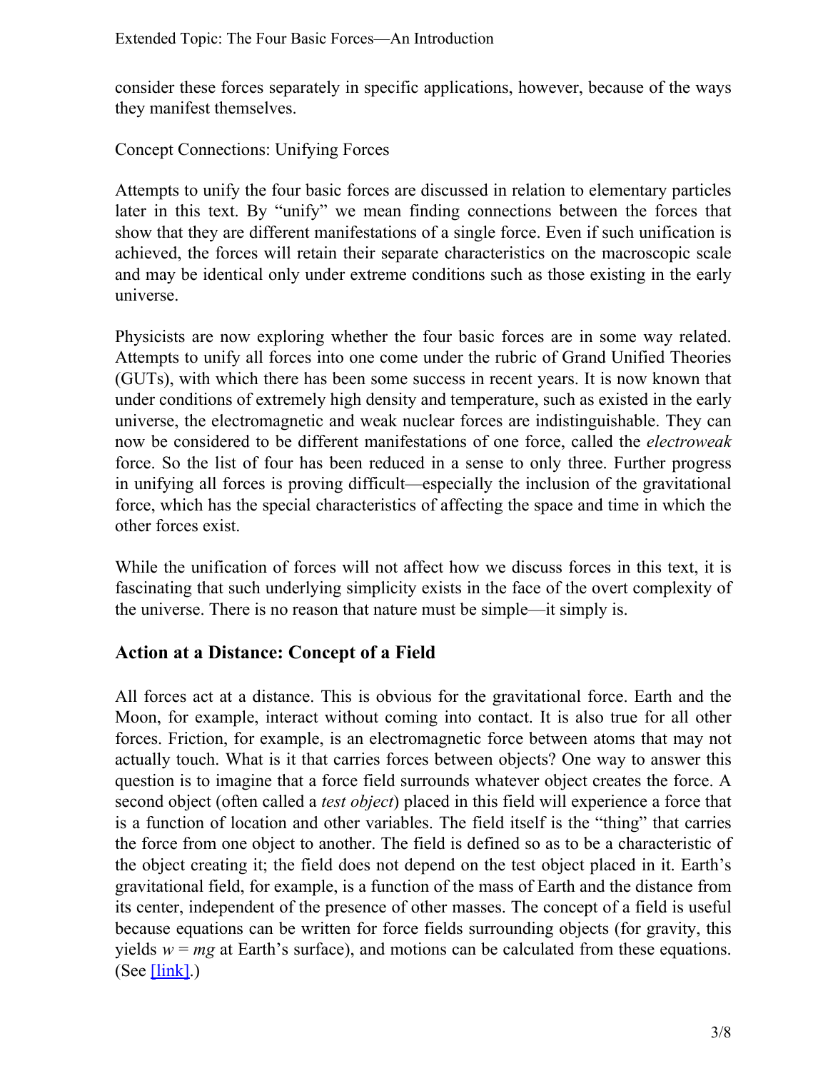consider these forces separately in specific applications, however, because of the ways they manifest themselves.

Concept Connections: Unifying Forces

Attempts to unify the four basic forces are discussed in relation to elementary particles later in this text. By “unify” we mean finding connections between the forces that show that they are different manifestations of a single force. Even if such unification is achieved, the forces will retain their separate characteristics on the macroscopic scale and may be identical only under extreme conditions such as those existing in the early universe.

Physicists are now exploring whether the four basic forces are in some way related. Attempts to unify all forces into one come under the rubric of Grand Unified Theories (GUTs), with which there has been some success in recent years. It is now known that under conditions of extremely high density and temperature, such as existed in the early universe, the electromagnetic and weak nuclear forces are indistinguishable. They can now be considered to be different manifestations of one force, called the *electroweak* force. So the list of four has been reduced in a sense to only three. Further progress in unifying all forces is proving difficult—especially the inclusion of the gravitational force, which has the special characteristics of affecting the space and time in which the other forces exist.

While the unification of forces will not affect how we discuss forces in this text, it is fascinating that such underlying simplicity exists in the face of the overt complexity of the universe. There is no reason that nature must be simple—it simply is.

## Action at a Distance: Concept of a Field

All forces act at a distance. This is obvious for the gravitational force. Earth and the Moon, for example, interact without coming into contact. It is also true for all other forces. Friction, for example, is an electromagnetic force between atoms that may not actually touch. What is it that carries forces between objects? One way to answer this question is to imagine that a force field surrounds whatever object creates the force. A second object (often called a *test object*) placed in this field will experience a force that is a function of location and other variables. The field itself is the “thing” that carries the force from one object to another. The field is defined so as to be a characteristic of the object creating it; the field does not depend on the test object placed in it. Earth’s gravitational field, for example, is a function of the mass of Earth and the distance from its center, independent of the presence of other masses. The concept of a field is useful because equations can be written for force fields surrounding objects (for gravity, this yields $w = mg$ at Earth’s surface), and motions can be calculated from these equations. (See [link].)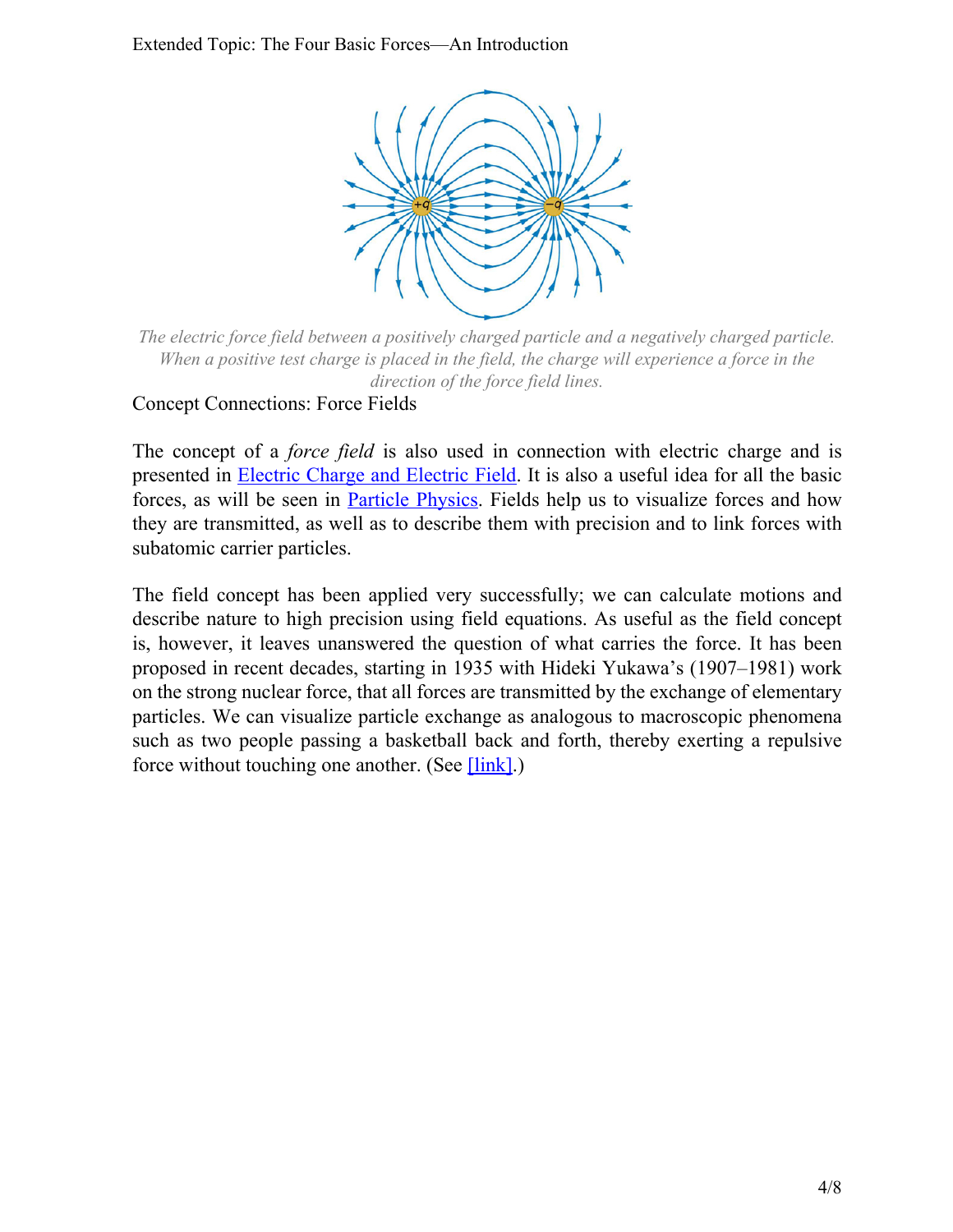The electric force field between a positively charged particle and a negatively charged particle. When a positive test charge is placed in the field, the charge will experience a force in the direction of the force field lines.

Concept Connections: Force Fields

The concept of a *force field* is also used in connection with electric charge and is presented in [Electric Charge and Electric Field](). It is also a useful idea for all the basic forces, as will be seen in [Particle Physics](). Fields help us to visualize forces and how they are transmitted, as well as to describe them with precision and to link forces with subatomic carrier particles.

The field concept has been applied very successfully; we can calculate motions and describe nature to high precision using field equations. As useful as the field concept is, however, it leaves unanswered the question of what carries the force. It has been proposed in recent decades, starting in 1935 with Hideki Yukawa's (1907–1981) work on the strong nuclear force, that all forces are transmitted by the exchange of elementary particles. We can visualize particle exchange as analogous to macroscopic phenomena such as two people passing a basketball back and forth, thereby exerting a repulsive force without touching one another. (See [link]().)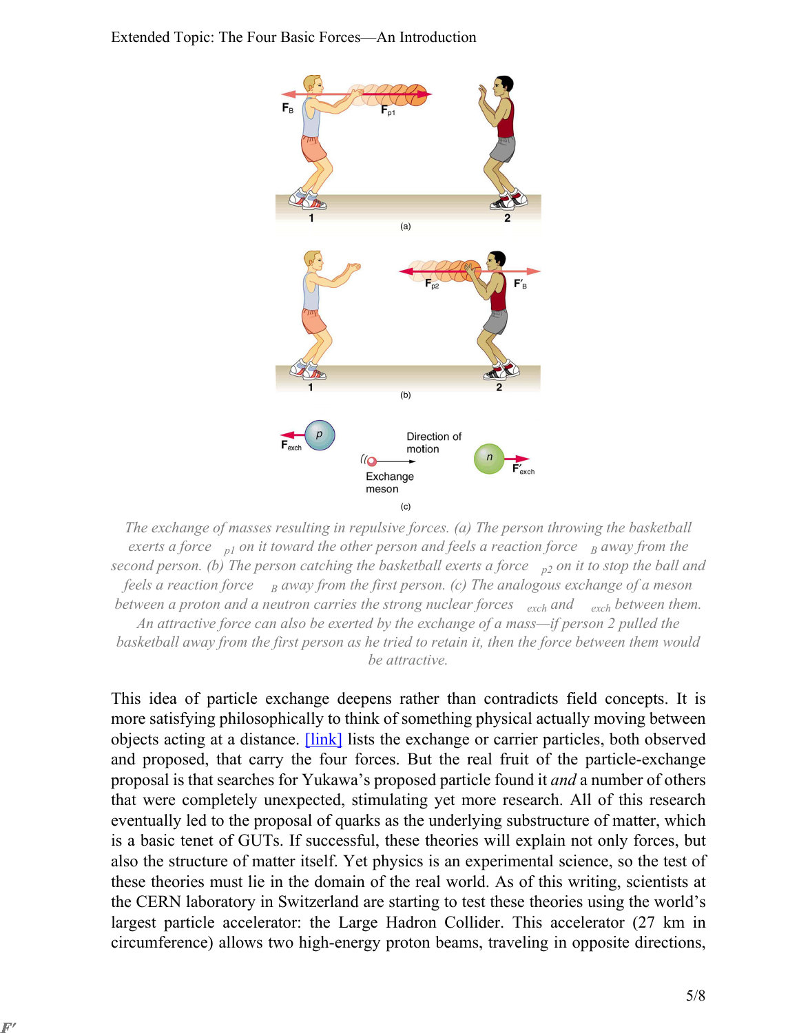The exchange of masses resulting in repulsive forces. (a) The person throwing the basketball exerts a force $F_{p1}$ on it toward the other person and feels a reaction force $F_B$ away from the second person. (b) The person catching the basketball exerts a force $F_{p2}$ on it to stop the ball and feels a reaction force $F'_B$ away from the first person. (c) The analogous exchange of a meson between a proton and a neutron carries the strong nuclear forces $F_{exch}$ and $F'_{exch}$ between them. An attractive force can also be exerted by the exchange of a mass—if person 2 pulled the basketball away from the first person as he tried to retain it, then the force between them would be attractive.

This idea of particle exchange deepens rather than contradicts field concepts. It is more satisfying philosophically to think of something physical actually moving between objects acting at a distance. [link] lists the exchange or carrier particles, both observed and proposed, that carry the four forces. But the real fruit of the particle-exchange proposal is that searches for Yukawa's proposed particle found it *and* a number of others that were completely unexpected, stimulating yet more research. All of this research eventually led to the proposal of quarks as the underlying substructure of matter, which is a basic tenet of GUTs. If successful, these theories will explain not only forces, but also the structure of matter itself. Yet physics is an experimental science, so the test of these theories must lie in the domain of the real world. As of this writing, scientists at the CERN laboratory in Switzerland are starting to test these theories using the world's largest particle accelerator: the Large Hadron Collider. This accelerator (27 km in circumference) allows two high-energy proton beams, traveling in opposite directions,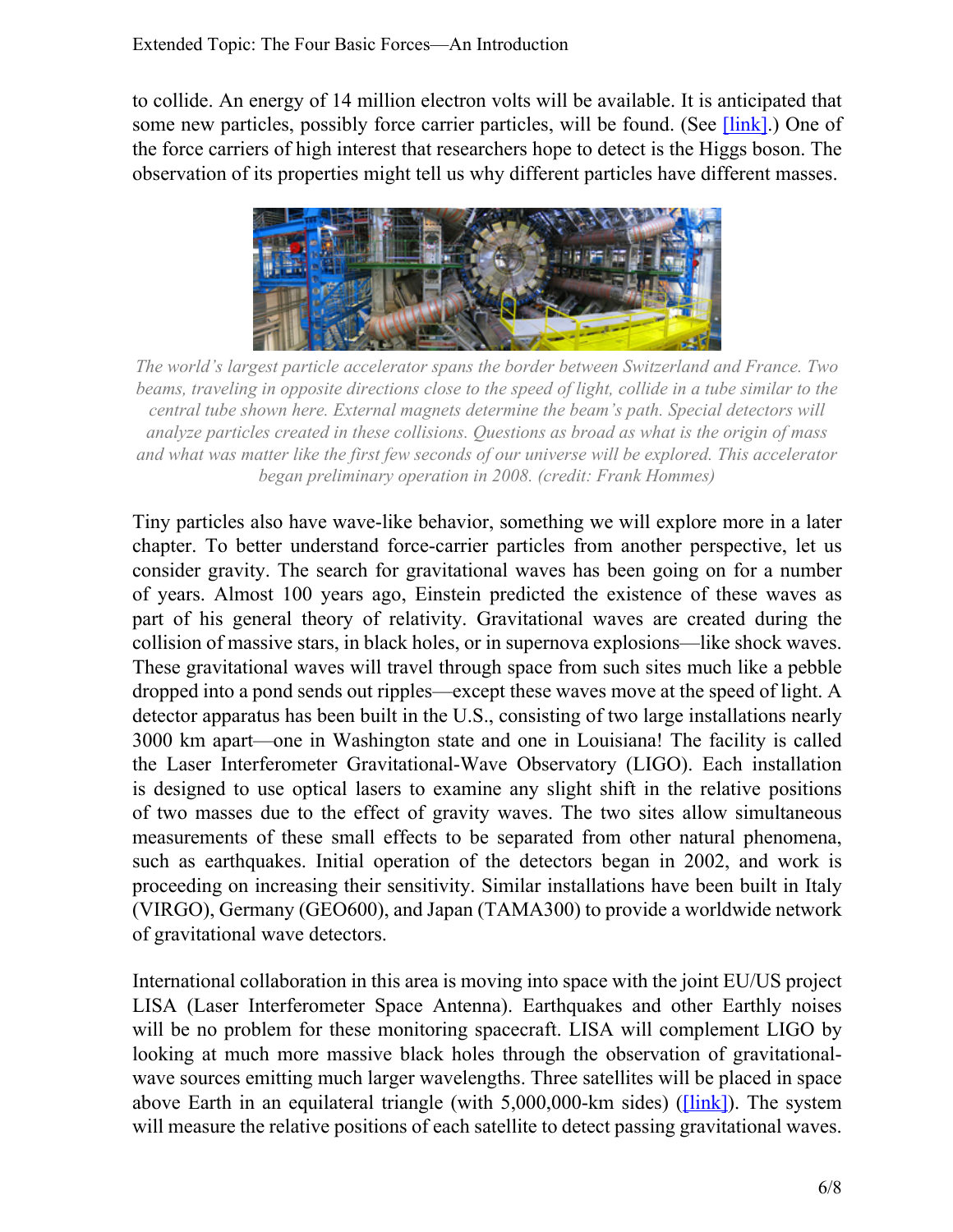to collide. An energy of 14 million electron volts will be available. It is anticipated that some new particles, possibly force carrier particles, will be found. (See [link].) One of the force carriers of high interest that researchers hope to detect is the Higgs boson. The observation of its properties might tell us why different particles have different masses.

*The world's largest particle accelerator spans the border between Switzerland and France. Two beams, traveling in opposite directions close to the speed of light, collide in a tube similar to the central tube shown here. External magnets determine the beam's path. Special detectors will analyze particles created in these collisions. Questions as broad as what is the origin of mass and what was matter like the first few seconds of our universe will be explored. This accelerator began preliminary operation in 2008. (credit: Frank Hommes)*

Tiny particles also have wave-like behavior, something we will explore more in a later chapter. To better understand force-carrier particles from another perspective, let us consider gravity. The search for gravitational waves has been going on for a number of years. Almost 100 years ago, Einstein predicted the existence of these waves as part of his general theory of relativity. Gravitational waves are created during the collision of massive stars, in black holes, or in supernova explosions—like shock waves. These gravitational waves will travel through space from such sites much like a pebble dropped into a pond sends out ripples—except these waves move at the speed of light. A detector apparatus has been built in the U.S., consisting of two large installations nearly 3000 km apart—one in Washington state and one in Louisiana! The facility is called the Laser Interferometer Gravitational-Wave Observatory (LIGO). Each installation is designed to use optical lasers to examine any slight shift in the relative positions of two masses due to the effect of gravity waves. The two sites allow simultaneous measurements of these small effects to be separated from other natural phenomena, such as earthquakes. Initial operation of the detectors began in 2002, and work is proceeding on increasing their sensitivity. Similar installations have been built in Italy (VIRGO), Germany (GEO600), and Japan (TAMA300) to provide a worldwide network of gravitational wave detectors.

International collaboration in this area is moving into space with the joint EU/US project LISA (Laser Interferometer Space Antenna). Earthquakes and other Earthly noises will be no problem for these monitoring spacecraft. LISA will complement LIGO by looking at much more massive black holes through the observation of gravitational-wave sources emitting much larger wavelengths. Three satellites will be placed in space above Earth in an equilateral triangle (with 5,000,000-km sides) ([link]). The system will measure the relative positions of each satellite to detect passing gravitational waves.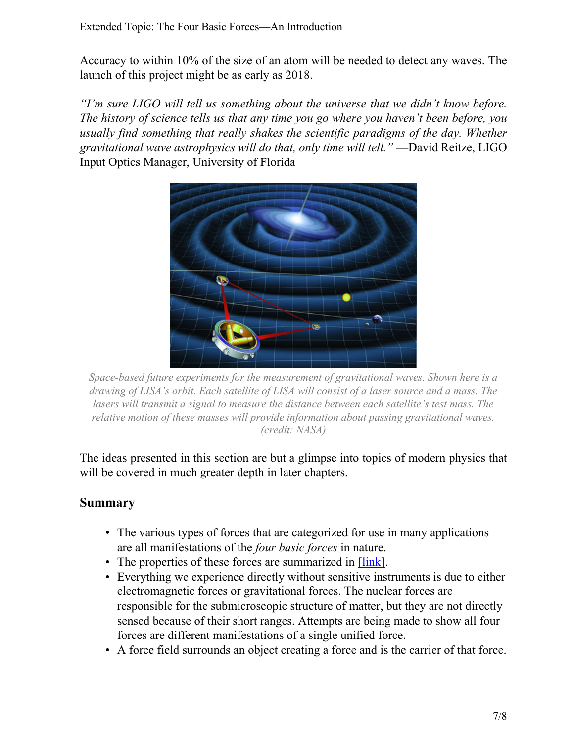Accuracy to within 10% of the size of an atom will be needed to detect any waves. The launch of this project might be as early as 2018.

*"I'm sure LIGO will tell us something about the universe that we didn't know before. The history of science tells us that any time you go where you haven't been before, you usually find something that really shakes the scientific paradigms of the day. Whether gravitational wave astrophysics will do that, only time will tell."* —David Reitze, LIGO Input Optics Manager, University of Florida

*Space-based future experiments for the measurement of gravitational waves. Shown here is a drawing of LISA's orbit. Each satellite of LISA will consist of a laser source and a mass. The lasers will transmit a signal to measure the distance between each satellite's test mass. The relative motion of these masses will provide information about passing gravitational waves. (credit: NASA)*

The ideas presented in this section are but a glimpse into topics of modern physics that will be covered in much greater depth in later chapters.

## Summary

- The various types of forces that are categorized for use in many applications are all manifestations of the *four basic forces* in nature.
- The properties of these forces are summarized in [link].
- Everything we experience directly without sensitive instruments is due to either electromagnetic forces or gravitational forces. The nuclear forces are responsible for the submicroscopic structure of matter, but they are not directly sensed because of their short ranges. Attempts are being made to show all four forces are different manifestations of a single unified force.
- A force field surrounds an object creating a force and is the carrier of that force.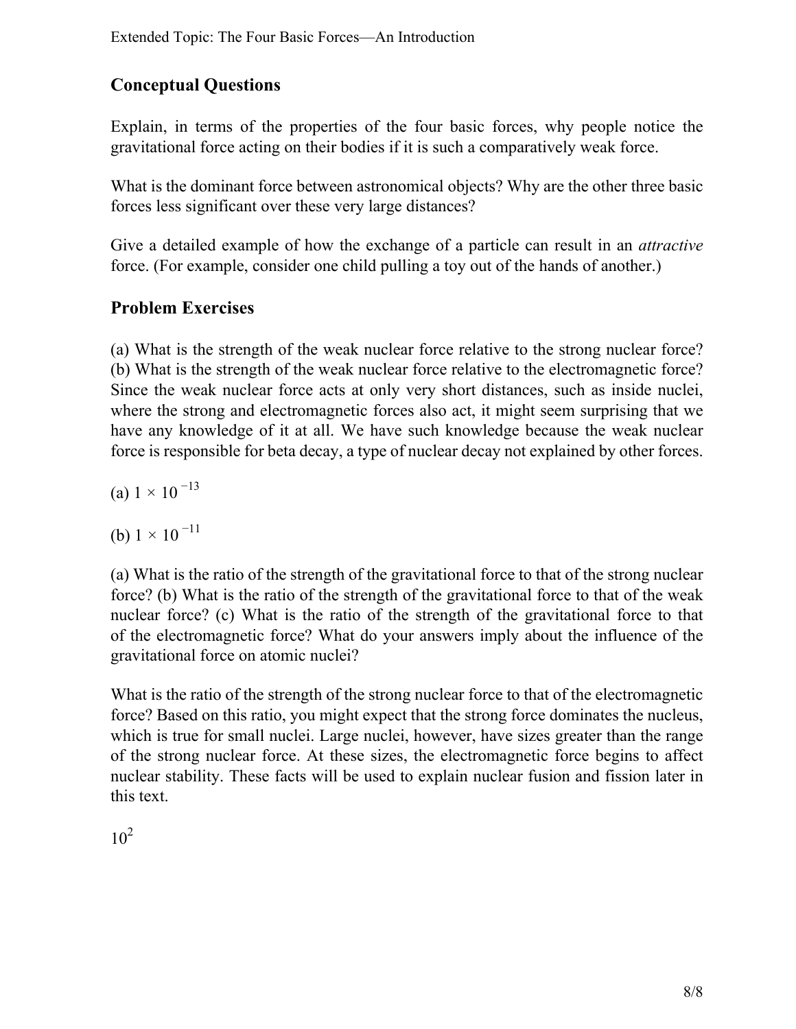## Conceptual Questions

Explain, in terms of the properties of the four basic forces, why people notice the gravitational force acting on their bodies if it is such a comparatively weak force.

What is the dominant force between astronomical objects? Why are the other three basic forces less significant over these very large distances?

Give a detailed example of how the exchange of a particle can result in an *attractive* force. (For example, consider one child pulling a toy out of the hands of another.)

## Problem Exercises

(a) What is the strength of the weak nuclear force relative to the strong nuclear force? (b) What is the strength of the weak nuclear force relative to the electromagnetic force? Since the weak nuclear force acts at only very short distances, such as inside nuclei, where the strong and electromagnetic forces also act, it might seem surprising that we have any knowledge of it at all. We have such knowledge because the weak nuclear force is responsible for beta decay, a type of nuclear decay not explained by other forces.

(a) $1 \times 10^{-13}$

(b) $1 \times 10^{-11}$

(a) What is the ratio of the strength of the gravitational force to that of the strong nuclear force? (b) What is the ratio of the strength of the gravitational force to that of the weak nuclear force? (c) What is the ratio of the strength of the gravitational force to that of the electromagnetic force? What do your answers imply about the influence of the gravitational force on atomic nuclei?

What is the ratio of the strength of the strong nuclear force to that of the electromagnetic force? Based on this ratio, you might expect that the strong force dominates the nucleus, which is true for small nuclei. Large nuclei, however, have sizes greater than the range of the strong nuclear force. At these sizes, the electromagnetic force begins to affect nuclear stability. These facts will be used to explain nuclear fusion and fission later in this text.

$10^2$